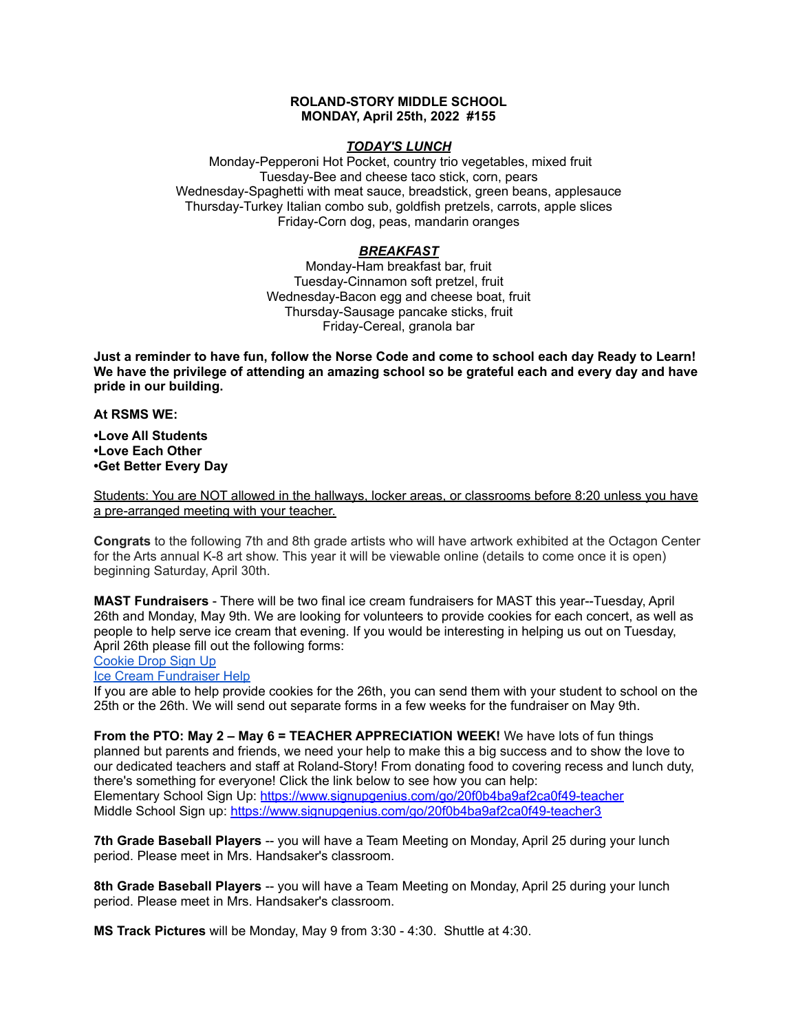**ROLAND-STORY MIDDLE SCHOOL**
**MONDAY, April 25th, 2022 #155**

***TODAY'S LUNCH***

Monday-Pepperoni Hot Pocket, country trio vegetables, mixed fruit
Tuesday-Bee and cheese taco stick, corn, pears
Wednesday-Spaghetti with meat sauce, breadstick, green beans, applesauce
Thursday-Turkey Italian combo sub, goldfish pretzels, carrots, apple slices
Friday-Corn dog, peas, mandarin oranges

***BREAKFAST***

Monday-Ham breakfast bar, fruit
Tuesday-Cinnamon soft pretzel, fruit
Wednesday-Bacon egg and cheese boat, fruit
Thursday-Sausage pancake sticks, fruit
Friday-Cereal, granola bar

**Just a reminder to have fun, follow the Norse Code and come to school each day Ready to Learn! We have the privilege of attending an amazing school so be grateful each and every day and have pride in our building.**

**At RSMS WE:**

**•Love All Students**
**•Love Each Other**
**•Get Better Every Day**

Students: You are NOT allowed in the hallways, locker areas, or classrooms before 8:20 unless you have a pre-arranged meeting with your teacher.

**Congrats** to the following 7th and 8th grade artists who will have artwork exhibited at the Octagon Center for the Arts annual K-8 art show. This year it will be viewable online (details to come once it is open) beginning Saturday, April 30th.

**MAST Fundraisers** - There will be two final ice cream fundraisers for MAST this year--Tuesday, April 26th and Monday, May 9th. We are looking for volunteers to provide cookies for each concert, as well as people to help serve ice cream that evening. If you would be interesting in helping us out on Tuesday, April 26th please fill out the following forms:
Cookie Drop Sign Up
Ice Cream Fundraiser Help
If you are able to help provide cookies for the 26th, you can send them with your student to school on the 25th or the 26th. We will send out separate forms in a few weeks for the fundraiser on May 9th.

**From the PTO: May 2 – May 6 = TEACHER APPRECIATION WEEK!** We have lots of fun things planned but parents and friends, we need your help to make this a big success and to show the love to our dedicated teachers and staff at Roland-Story! From donating food to covering recess and lunch duty, there's something for everyone! Click the link below to see how you can help:
Elementary School Sign Up: https://www.signupgenius.com/go/20f0b4ba9af2ca0f49-teacher
Middle School Sign up: https://www.signupgenius.com/go/20f0b4ba9af2ca0f49-teacher3

**7th Grade Baseball Players** -- you will have a Team Meeting on Monday, April 25 during your lunch period. Please meet in Mrs. Handsaker's classroom.

**8th Grade Baseball Players** -- you will have a Team Meeting on Monday, April 25 during your lunch period. Please meet in Mrs. Handsaker's classroom.

**MS Track Pictures** will be Monday, May 9 from 3:30 - 4:30. Shuttle at 4:30.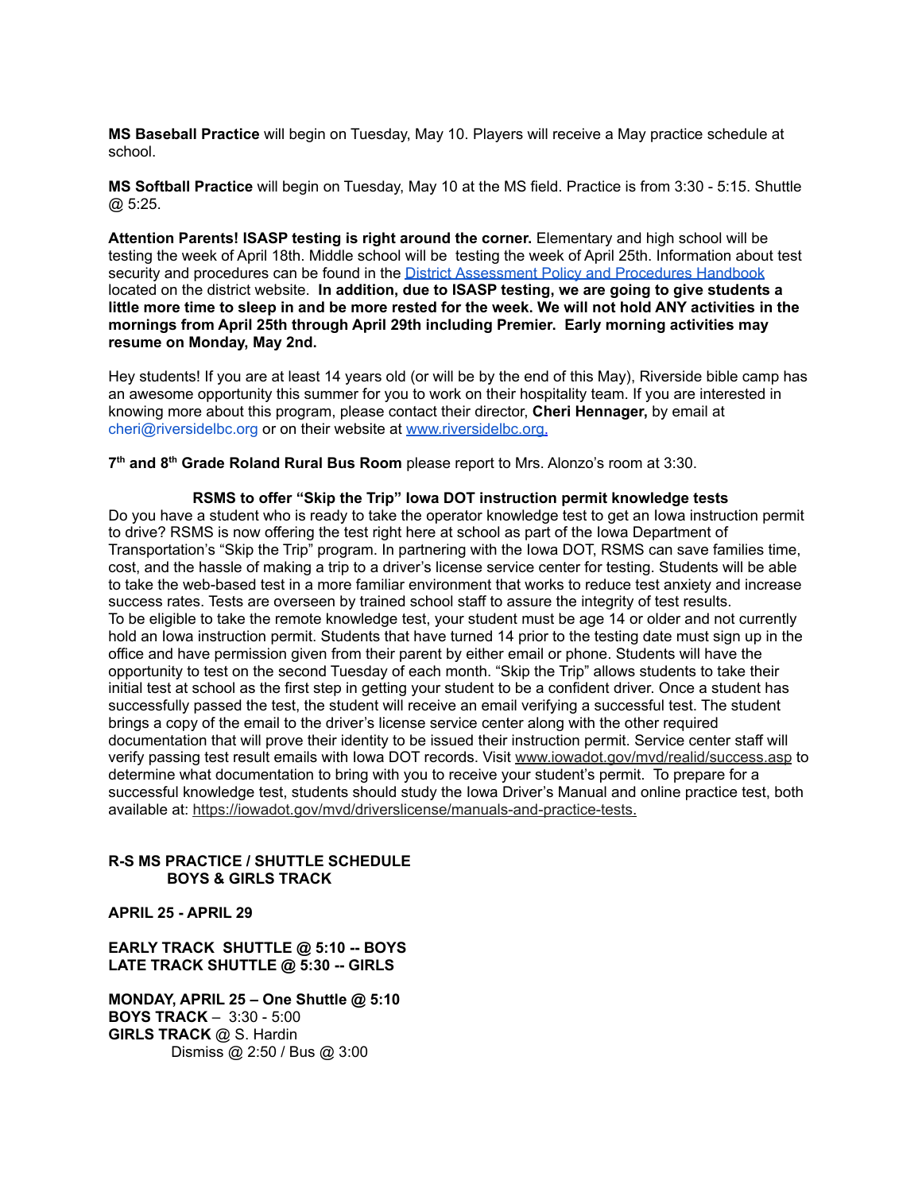**MS Baseball Practice** will begin on Tuesday, May 10. Players will receive a May practice schedule at school.

**MS Softball Practice** will begin on Tuesday, May 10 at the MS field. Practice is from 3:30 - 5:15. Shuttle @ 5:25.

**Attention Parents! ISASP testing is right around the corner.** Elementary and high school will be testing the week of April 18th. Middle school will be testing the week of April 25th. Information about test security and procedures can be found in the [District Assessment Policy and Procedures Handbook]() located on the district website. **In addition, due to ISASP testing, we are going to give students a little more time to sleep in and be more rested for the week. We will not hold ANY activities in the mornings from April 25th through April 29th including Premier. Early morning activities may resume on Monday, May 2nd.**

Hey students! If you are at least 14 years old (or will be by the end of this May), Riverside bible camp has an awesome opportunity this summer for you to work on their hospitality team. If you are interested in knowing more about this program, please contact their director, **Cheri Hennager,** by email at cheri@riversidelbc.org or on their website at www.riversidelbc.org.

**7th and 8th Grade Roland Rural Bus Room** please report to Mrs. Alonzo's room at 3:30.

**RSMS to offer "Skip the Trip" Iowa DOT instruction permit knowledge tests**

Do you have a student who is ready to take the operator knowledge test to get an Iowa instruction permit to drive? RSMS is now offering the test right here at school as part of the Iowa Department of Transportation's "Skip the Trip" program. In partnering with the Iowa DOT, RSMS can save families time, cost, and the hassle of making a trip to a driver's license service center for testing. Students will be able to take the web-based test in a more familiar environment that works to reduce test anxiety and increase success rates. Tests are overseen by trained school staff to assure the integrity of test results.
To be eligible to take the remote knowledge test, your student must be age 14 or older and not currently hold an Iowa instruction permit. Students that have turned 14 prior to the testing date must sign up in the office and have permission given from their parent by either email or phone. Students will have the opportunity to test on the second Tuesday of each month. "Skip the Trip" allows students to take their initial test at school as the first step in getting your student to be a confident driver. Once a student has successfully passed the test, the student will receive an email verifying a successful test. The student brings a copy of the email to the driver's license service center along with the other required documentation that will prove their identity to be issued their instruction permit. Service center staff will verify passing test result emails with Iowa DOT records. Visit www.iowadot.gov/mvd/realid/success.asp to determine what documentation to bring with you to receive your student's permit. To prepare for a successful knowledge test, students should study the Iowa Driver's Manual and online practice test, both available at: https://iowadot.gov/mvd/driverslicense/manuals-and-practice-tests.

**R-S MS PRACTICE / SHUTTLE SCHEDULE**
**BOYS & GIRLS TRACK**

**APRIL 25 - APRIL 29**

**EARLY TRACK SHUTTLE @ 5:10 -- BOYS**
**LATE TRACK SHUTTLE @ 5:30 -- GIRLS**

**MONDAY, APRIL 25 – One Shuttle @ 5:10**
**BOYS TRACK** – 3:30 - 5:00
**GIRLS TRACK** @ S. Hardin
Dismiss @ 2:50 / Bus @ 3:00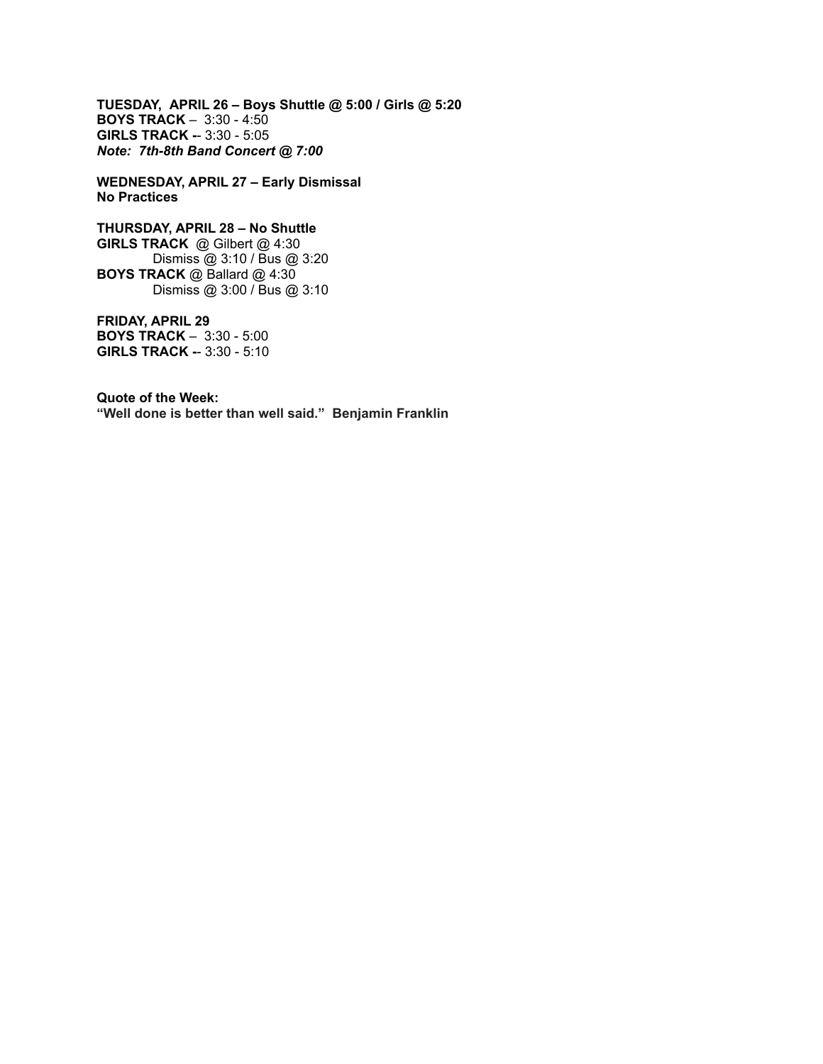**TUESDAY, APRIL 26 – Boys Shuttle @ 5:00 / Girls @ 5:20**
**BOYS TRACK** – 3:30 - 4:50
**GIRLS TRACK --** 3:30 - 5:05
***Note: 7th-8th Band Concert @ 7:00***

**WEDNESDAY, APRIL 27 – Early Dismissal**
**No Practices**

**THURSDAY, APRIL 28 – No Shuttle**
**GIRLS TRACK** @ Gilbert @ 4:30
Dismiss @ 3:10 / Bus @ 3:20
**BOYS TRACK** @ Ballard @ 4:30
Dismiss @ 3:00 / Bus @ 3:10

**FRIDAY, APRIL 29**
**BOYS TRACK** – 3:30 - 5:00
**GIRLS TRACK --** 3:30 - 5:10

**Quote of the Week:**
**"Well done is better than well said." Benjamin Franklin**